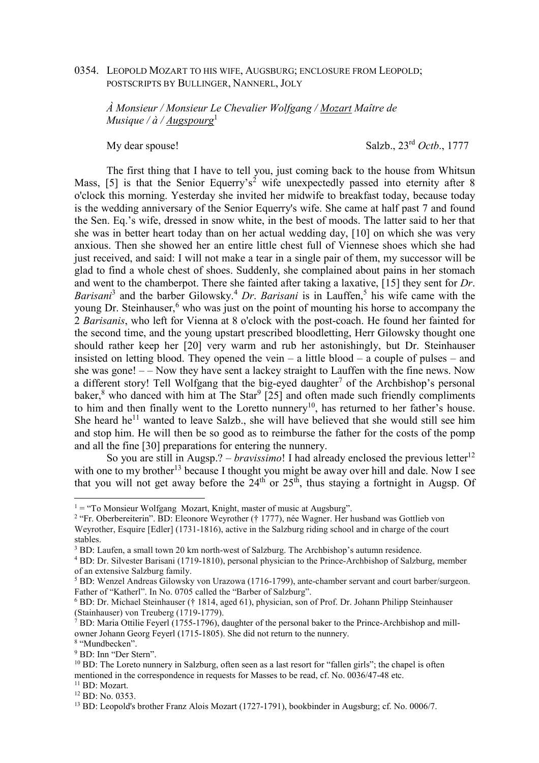0354. LEOPOLD MOZART TO HIS WIFE, AUGSBURG; ENCLOSURE FROM LEOPOLD; POSTSCRIPTS BY BULLINGER, NANNERL, JOLY

*À Monsieur / Monsieur Le Chevalier Wolfgang / Mozart Maître de Musique / à / Augspourg*[1]

My dear spouse! Salzb., 23rd *Octb*., 1777

The first thing that I have to tell you, just coming back to the house from Whitsun Mass, [5] is that the Senior Equerry's[2] wife unexpectedly passed into eternity after 8 o'clock this morning. Yesterday she invited her midwife to breakfast today, because today is the wedding anniversary of the Senior Equerry's wife. She came at half past 7 and found the Sen. Eq.'s wife, dressed in snow white, in the best of moods. The latter said to her that she was in better heart today than on her actual wedding day, [10] on which she was very anxious. Then she showed her an entire little chest full of Viennese shoes which she had just received, and said: I will not make a tear in a single pair of them, my successor will be glad to find a whole chest of shoes. Suddenly, she complained about pains in her stomach and went to the chamberpot. There she fainted after taking a laxative, [15] they sent for *Dr*. *Barisani*[3] and the barber Gilowsky.[4] *Dr*. *Barisani* is in Lauffen,[5] his wife came with the young Dr. Steinhauser,[6] who was just on the point of mounting his horse to accompany the 2 *Barisanis*, who left for Vienna at 8 o'clock with the post-coach. He found her fainted for the second time, and the young upstart prescribed bloodletting, Herr Gilowsky thought one should rather keep her [20] very warm and rub her astonishingly, but Dr. Steinhauser insisted on letting blood. They opened the vein – a little blood – a couple of pulses – and she was gone! – – Now they have sent a lackey straight to Lauffen with the fine news. Now a different story! Tell Wolfgang that the big-eyed daughter[7] of the Archbishop's personal baker,[8] who danced with him at The Star[9] [25] and often made such friendly compliments to him and then finally went to the Loretto nunnery[10], has returned to her father's house. She heard he[11] wanted to leave Salzb., she will have believed that she would still see him and stop him. He will then be so good as to reimburse the father for the costs of the pomp and all the fine [30] preparations for entering the nunnery.

So you are still in Augsp.? – *bravissimo*! I had already enclosed the previous letter[12] with one to my brother[13] because I thought you might be away over hill and dale. Now I see that you will not get away before the 24th or 25th, thus staying a fortnight in Augsp. Of

---

[1] = "To Monsieur Wolfgang Mozart, Knight, master of music at Augsburg".

[2] "Fr. Oberbereiterin". BD: Eleonore Weyrother († 1777), née Wagner. Her husband was Gottlieb von Weyrother, Esquire [Edler] (1731-1816), active in the Salzburg riding school and in charge of the court stables.

[3] BD: Laufen, a small town 20 km north-west of Salzburg. The Archbishop's autumn residence.

[4] BD: Dr. Silvester Barisani (1719-1810), personal physician to the Prince-Archbishop of Salzburg, member of an extensive Salzburg family.

[5] BD: Wenzel Andreas Gilowsky von Urazowa (1716-1799), ante-chamber servant and court barber/surgeon. Father of "Katherl". In No. 0705 called the "Barber of Salzburg".

[6] BD: Dr. Michael Steinhauser († 1814, aged 61), physician, son of Prof. Dr. Johann Philipp Steinhauser (Stainhauser) von Treuberg (1719-1779).

[7] BD: Maria Ottilie Feyerl (1755-1796), daughter of the personal baker to the Prince-Archbishop and mill-owner Johann Georg Feyerl (1715-1805). She did not return to the nunnery.

[8] "Mundbecken".

[9] BD: Inn "Der Stern".

[10] BD: The Loreto nunnery in Salzburg, often seen as a last resort for "fallen girls"; the chapel is often mentioned in the correspondence in requests for Masses to be read, cf. No. 0036/47-48 etc.

[11] BD: Mozart.

[12] BD: No. 0353.

[13] BD: Leopold's brother Franz Alois Mozart (1727-1791), bookbinder in Augsburg; cf. No. 0006/7.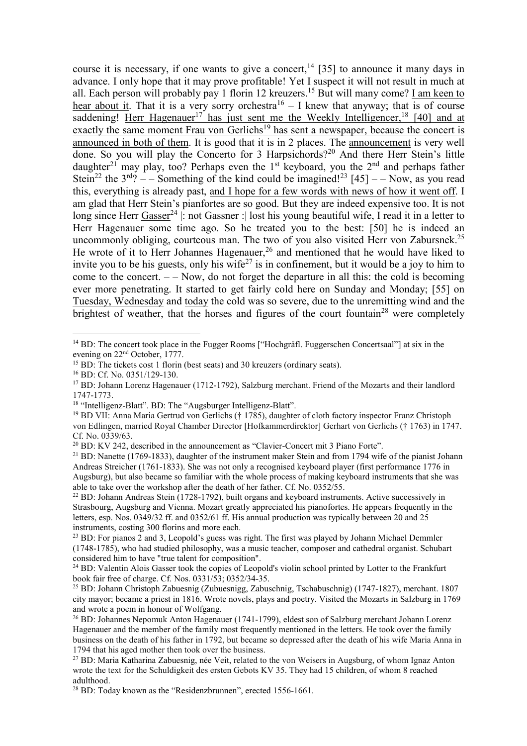course it is necessary, if one wants to give a concert,[14] [35] to announce it many days in advance. I only hope that it may prove profitable! Yet I suspect it will not result in much at all. Each person will probably pay 1 florin 12 kreuzers.[15] But will many come? I am keen to hear about it. That it is a very sorry orchestra[16] – I knew that anyway; that is of course saddening! Herr Hagenauer[17] has just sent me the Weekly Intelligencer,[18] [40] and at exactly the same moment Frau von Gerlichs[19] has sent a newspaper, because the concert is announced in both of them. It is good that it is in 2 places. The announcement is very well done. So you will play the Concerto for 3 Harpsichords?[20] And there Herr Stein's little daughter[21] may play, too? Perhaps even the 1st keyboard, you the 2nd and perhaps father Stein[22] the 3rd? – – Something of the kind could be imagined![23] [45] – – Now, as you read this, everything is already past, and I hope for a few words with news of how it went off. I am glad that Herr Stein's pianofortes are so good. But they are indeed expensive too. It is not long since Herr Gasser[24] |: not Gassner :| lost his young beautiful wife, I read it in a letter to Herr Hagenauer some time ago. So he treated you to the best: [50] he is indeed an uncommonly obliging, courteous man. The two of you also visited Herr von Zabursnek.[25] He wrote of it to Herr Johannes Hagenauer,[26] and mentioned that he would have liked to invite you to be his guests, only his wife[27] is in confinement, but it would be a joy to him to come to the concert. – – Now, do not forget the departure in all this: the cold is becoming ever more penetrating. It started to get fairly cold here on Sunday and Monday; [55] on Tuesday, Wednesday and today the cold was so severe, due to the unremitting wind and the brightest of weather, that the horses and figures of the court fountain[28] were completely

---

[14] BD: The concert took place in the Fugger Rooms ["Hochgräfl. Fuggerschen Concertsaal"] at six in the evening on 22nd October, 1777.

[15] BD: The tickets cost 1 florin (best seats) and 30 kreuzers (ordinary seats).

[16] BD: Cf. No. 0351/129-130.

[17] BD: Johann Lorenz Hagenauer (1712-1792), Salzburg merchant. Friend of the Mozarts and their landlord 1747-1773.

[18] "Intelligenz-Blatt". BD: The "Augsburger Intelligenz-Blatt".

[19] BD VII: Anna Maria Gertrud von Gerlichs († 1785), daughter of cloth factory inspector Franz Christoph von Edlingen, married Royal Chamber Director [Hofkammerdirektor] Gerhart von Gerlichs († 1763) in 1747. Cf. No. 0339/63.

[20] BD: KV 242, described in the announcement as "Clavier-Concert mit 3 Piano Forte".

[21] BD: Nanette (1769-1833), daughter of the instrument maker Stein and from 1794 wife of the pianist Johann Andreas Streicher (1761-1833). She was not only a recognised keyboard player (first performance 1776 in Augsburg), but also became so familiar with the whole process of making keyboard instruments that she was able to take over the workshop after the death of her father. Cf. No. 0352/55.

[22] BD: Johann Andreas Stein (1728-1792), built organs and keyboard instruments. Active successively in Strasbourg, Augsburg and Vienna. Mozart greatly appreciated his pianofortes. He appears frequently in the letters, esp. Nos. 0349/32 ff. and 0352/61 ff. His annual production was typically between 20 and 25 instruments, costing 300 florins and more each.

[23] BD: For pianos 2 and 3, Leopold's guess was right. The first was played by Johann Michael Demmler (1748-1785), who had studied philosophy, was a music teacher, composer and cathedral organist. Schubart considered him to have "true talent for composition".

[24] BD: Valentin Alois Gasser took the copies of Leopold's violin school printed by Lotter to the Frankfurt book fair free of charge. Cf. Nos. 0331/53; 0352/34-35.

[25] BD: Johann Christoph Zabuesnig (Zubuesnigg, Zabuschnig, Tschabuschnig) (1747-1827), merchant. 1807 city mayor; became a priest in 1816. Wrote novels, plays and poetry. Visited the Mozarts in Salzburg in 1769 and wrote a poem in honour of Wolfgang.

[26] BD: Johannes Nepomuk Anton Hagenauer (1741-1799), eldest son of Salzburg merchant Johann Lorenz Hagenauer and the member of the family most frequently mentioned in the letters. He took over the family business on the death of his father in 1792, but became so depressed after the death of his wife Maria Anna in 1794 that his aged mother then took over the business.

[27] BD: Maria Katharina Zabuesnig, née Veit, related to the von Weisers in Augsburg, of whom Ignaz Anton wrote the text for the Schuldigkeit des ersten Gebots KV 35. They had 15 children, of whom 8 reached adulthood.

[28] BD: Today known as the "Residenzbrunnen", erected 1556-1661.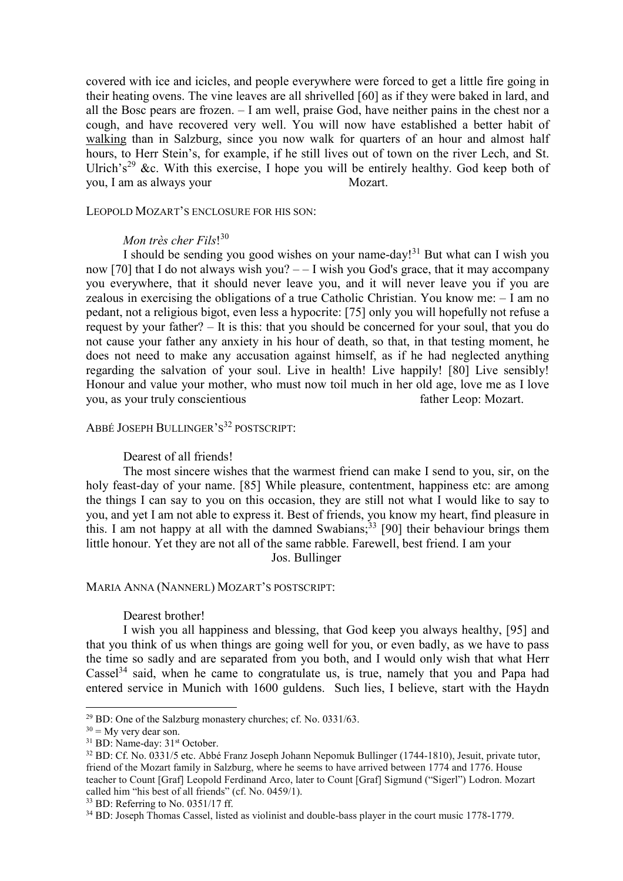covered with ice and icicles, and people everywhere were forced to get a little fire going in their heating ovens. The vine leaves are all shrivelled [60] as if they were baked in lard, and all the Bosc pears are frozen. – I am well, praise God, have neither pains in the chest nor a cough, and have recovered very well. You will now have established a better habit of walking than in Salzburg, since you now walk for quarters of an hour and almost half hours, to Herr Stein's, for example, if he still lives out of town on the river Lech, and St. Ulrich's[29] &c. With this exercise, I hope you will be entirely healthy. God keep both of you, I am as always your Mozart.

LEOPOLD MOZART'S ENCLOSURE FOR HIS SON:

*Mon très cher Fils*![30]

I should be sending you good wishes on your name-day![31] But what can I wish you now [70] that I do not always wish you? – – I wish you God's grace, that it may accompany you everywhere, that it should never leave you, and it will never leave you if you are zealous in exercising the obligations of a true Catholic Christian. You know me: – I am no pedant, not a religious bigot, even less a hypocrite: [75] only you will hopefully not refuse a request by your father? – It is this: that you should be concerned for your soul, that you do not cause your father any anxiety in his hour of death, so that, in that testing moment, he does not need to make any accusation against himself, as if he had neglected anything regarding the salvation of your soul. Live in health! Live happily! [80] Live sensibly! Honour and value your mother, who must now toil much in her old age, love me as I love you, as your truly conscientious father Leop: Mozart.

ABBÉ JOSEPH BULLINGER'S[32] POSTSCRIPT:

Dearest of all friends!

The most sincere wishes that the warmest friend can make I send to you, sir, on the holy feast-day of your name. [85] While pleasure, contentment, happiness etc: are among the things I can say to you on this occasion, they are still not what I would like to say to you, and yet I am not able to express it. Best of friends, you know my heart, find pleasure in this. I am not happy at all with the damned Swabians;[33] [90] their behaviour brings them little honour. Yet they are not all of the same rabble. Farewell, best friend. I am your

Jos. Bullinger

MARIA ANNA (NANNERL) MOZART'S POSTSCRIPT:

Dearest brother!

I wish you all happiness and blessing, that God keep you always healthy, [95] and that you think of us when things are going well for you, or even badly, as we have to pass the time so sadly and are separated from you both, and I would only wish that what Herr Cassel[34] said, when he came to congratulate us, is true, namely that you and Papa had entered service in Munich with 1600 guldens. Such lies, I believe, start with the Haydn

---

[29] BD: One of the Salzburg monastery churches; cf. No. 0331/63.

[30] = My very dear son.

[31] BD: Name-day: 31st October.

[32] BD: Cf. No. 0331/5 etc. Abbé Franz Joseph Johann Nepomuk Bullinger (1744-1810), Jesuit, private tutor, friend of the Mozart family in Salzburg, where he seems to have arrived between 1774 and 1776. House teacher to Count [Graf] Leopold Ferdinand Arco, later to Count [Graf] Sigmund ("Sigerl") Lodron. Mozart called him "his best of all friends" (cf. No. 0459/1).

[33] BD: Referring to No. 0351/17 ff.

[34] BD: Joseph Thomas Cassel, listed as violinist and double-bass player in the court music 1778-1779.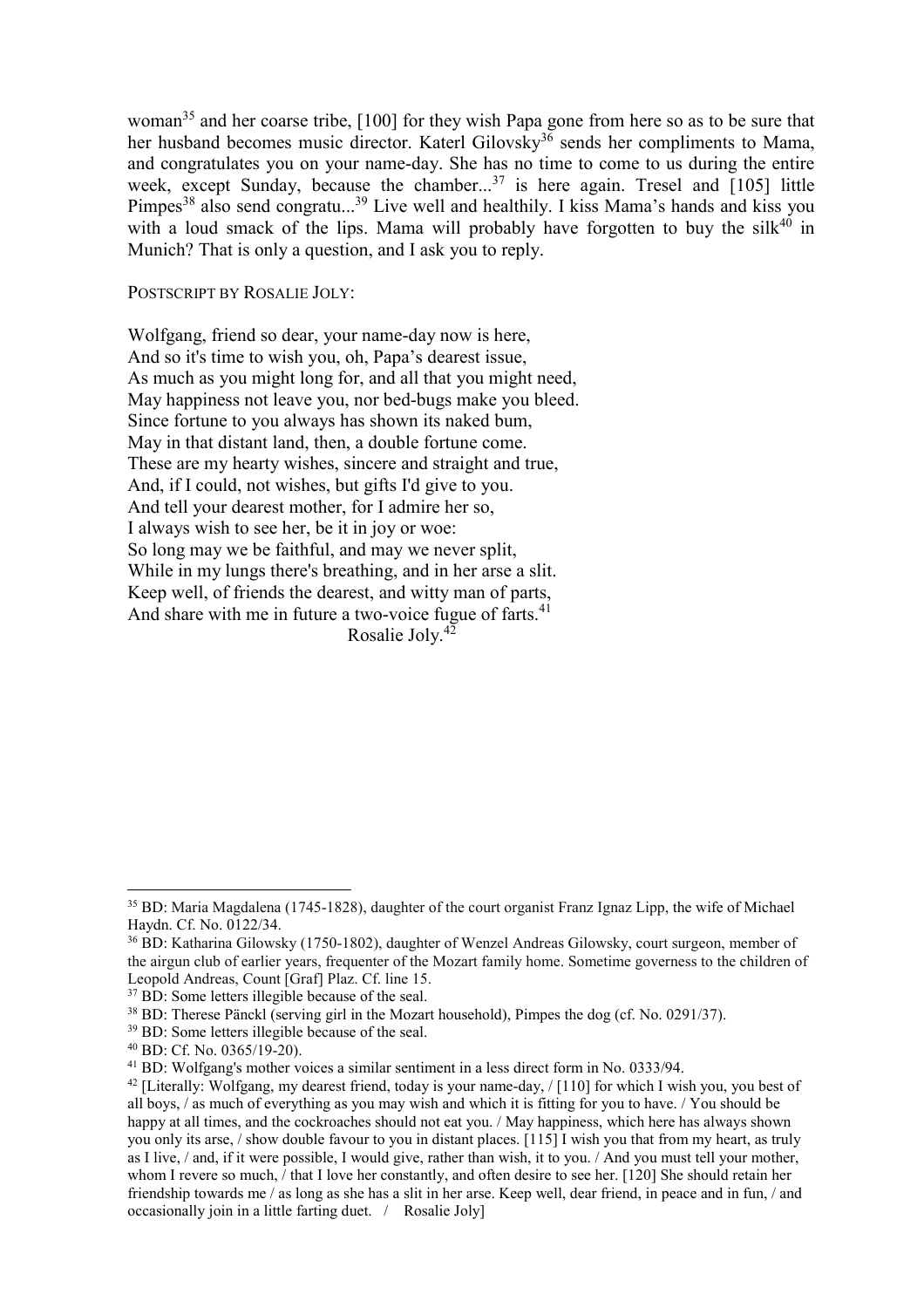woman[35] and her coarse tribe, [100] for they wish Papa gone from here so as to be sure that her husband becomes music director. Katerl Gilovsky[36] sends her compliments to Mama, and congratulates you on your name-day. She has no time to come to us during the entire week, except Sunday, because the chamber...[37] is here again. Tresel and [105] little Pimpes[38] also send congratu...[39] Live well and healthily. I kiss Mama's hands and kiss you with a loud smack of the lips. Mama will probably have forgotten to buy the silk[40] in Munich? That is only a question, and I ask you to reply.

POSTSCRIPT BY ROSALIE JOLY:

Wolfgang, friend so dear, your name-day now is here,
And so it's time to wish you, oh, Papa's dearest issue,
As much as you might long for, and all that you might need,
May happiness not leave you, nor bed-bugs make you bleed.
Since fortune to you always has shown its naked bum,
May in that distant land, then, a double fortune come.
These are my hearty wishes, sincere and straight and true,
And, if I could, not wishes, but gifts I'd give to you.
And tell your dearest mother, for I admire her so,
I always wish to see her, be it in joy or woe:
So long may we be faithful, and may we never split,
While in my lungs there's breathing, and in her arse a slit.
Keep well, of friends the dearest, and witty man of parts,
And share with me in future a two-voice fugue of farts.[41]

Rosalie Joly.[42]

---

[35] BD: Maria Magdalena (1745-1828), daughter of the court organist Franz Ignaz Lipp, the wife of Michael Haydn. Cf. No. 0122/34.

[36] BD: Katharina Gilowsky (1750-1802), daughter of Wenzel Andreas Gilowsky, court surgeon, member of the airgun club of earlier years, frequenter of the Mozart family home. Sometime governess to the children of Leopold Andreas, Count [Graf] Plaz. Cf. line 15.

[37] BD: Some letters illegible because of the seal.

[38] BD: Therese Pänckl (serving girl in the Mozart household), Pimpes the dog (cf. No. 0291/37).

[39] BD: Some letters illegible because of the seal.

[40] BD: Cf. No. 0365/19-20).

[41] BD: Wolfgang's mother voices a similar sentiment in a less direct form in No. 0333/94.

[42] [Literally: Wolfgang, my dearest friend, today is your name-day, / [110] for which I wish you, you best of all boys, / as much of everything as you may wish and which it is fitting for you to have. / You should be happy at all times, and the cockroaches should not eat you. / May happiness, which here has always shown you only its arse, / show double favour to you in distant places. [115] I wish you that from my heart, as truly as I live, / and, if it were possible, I would give, rather than wish, it to you. / And you must tell your mother, whom I revere so much, / that I love her constantly, and often desire to see her. [120] She should retain her friendship towards me / as long as she has a slit in her arse. Keep well, dear friend, in peace and in fun, / and occasionally join in a little farting duet. / Rosalie Joly]